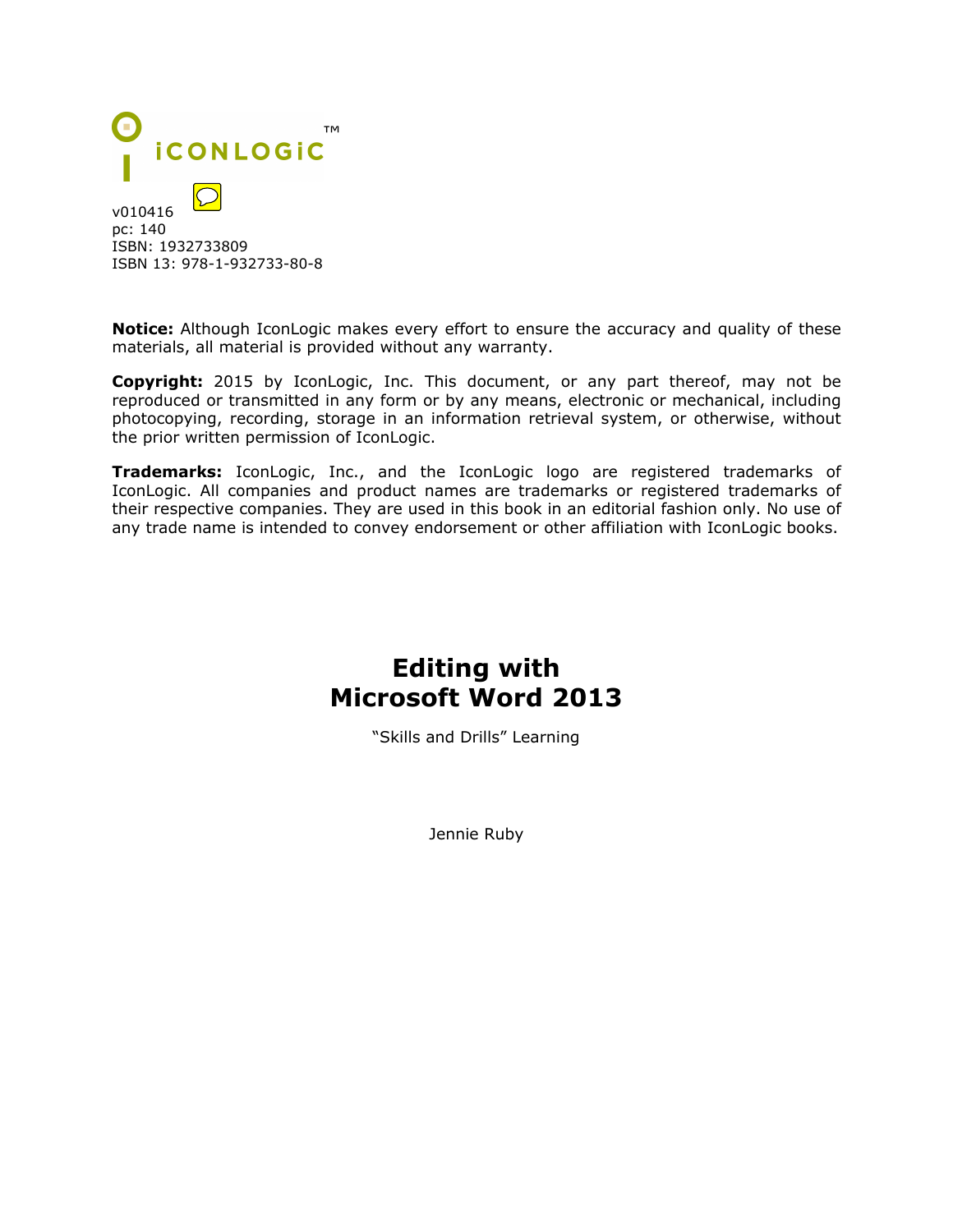ICONLOGIC™

v010416
pc: 140
ISBN: 1932733809
ISBN 13: 978-1-932733-80-8

**Notice:** Although IconLogic makes every effort to ensure the accuracy and quality of these materials, all material is provided without any warranty.

**Copyright:** 2015 by IconLogic, Inc. This document, or any part thereof, may not be reproduced or transmitted in any form or by any means, electronic or mechanical, including photocopying, recording, storage in an information retrieval system, or otherwise, without the prior written permission of IconLogic.

**Trademarks:** IconLogic, Inc., and the IconLogic logo are registered trademarks of IconLogic. All companies and product names are trademarks or registered trademarks of their respective companies. They are used in this book in an editorial fashion only. No use of any trade name is intended to convey endorsement or other affiliation with IconLogic books.

# Editing with Microsoft Word 2013

"Skills and Drills" Learning

Jennie Ruby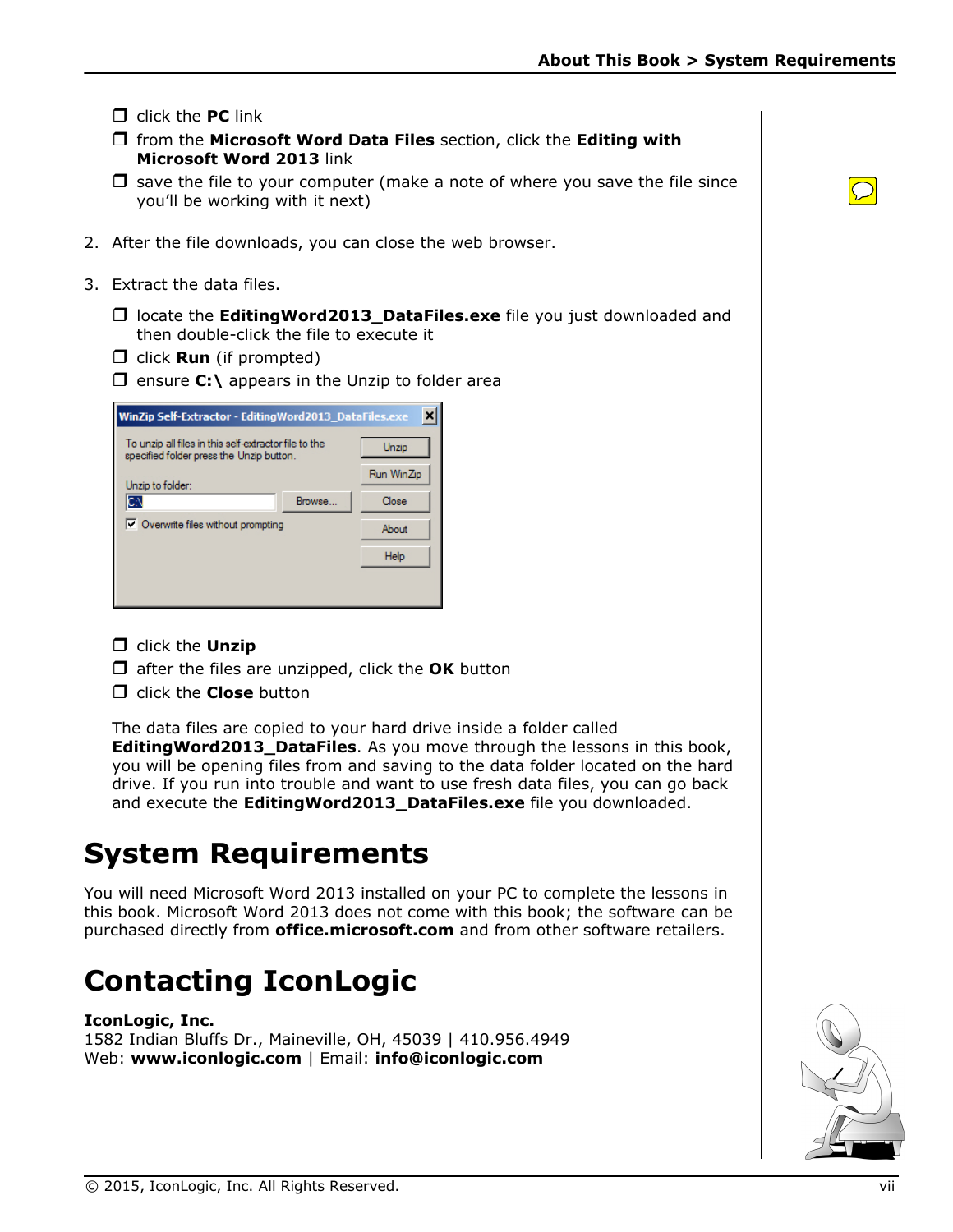- click the **PC** link
- from the **Microsoft Word Data Files** section, click the **Editing with Microsoft Word 2013** link
- save the file to your computer (make a note of where you save the file since you'll be working with it next)

2. After the file downloads, you can close the web browser.

3. Extract the data files.

- locate the **EditingWord2013_DataFiles.exe** file you just downloaded and then double-click the file to execute it
- click **Run** (if prompted)
- ensure **C:\** appears in the Unzip to folder area

- click the **Unzip**
- after the files are unzipped, click the **OK** button
- click the **Close** button

The data files are copied to your hard drive inside a folder called **EditingWord2013_DataFiles**. As you move through the lessons in this book, you will be opening files from and saving to the data folder located on the hard drive. If you run into trouble and want to use fresh data files, you can go back and execute the **EditingWord2013_DataFiles.exe** file you downloaded.

# System Requirements

You will need Microsoft Word 2013 installed on your PC to complete the lessons in this book. Microsoft Word 2013 does not come with this book; the software can be purchased directly from **office.microsoft.com** and from other software retailers.

# Contacting IconLogic

**IconLogic, Inc.**
1582 Indian Bluffs Dr., Maineville, OH, 45039 | 410.956.4949
Web: **www.iconlogic.com** | Email: **info@iconlogic.com**